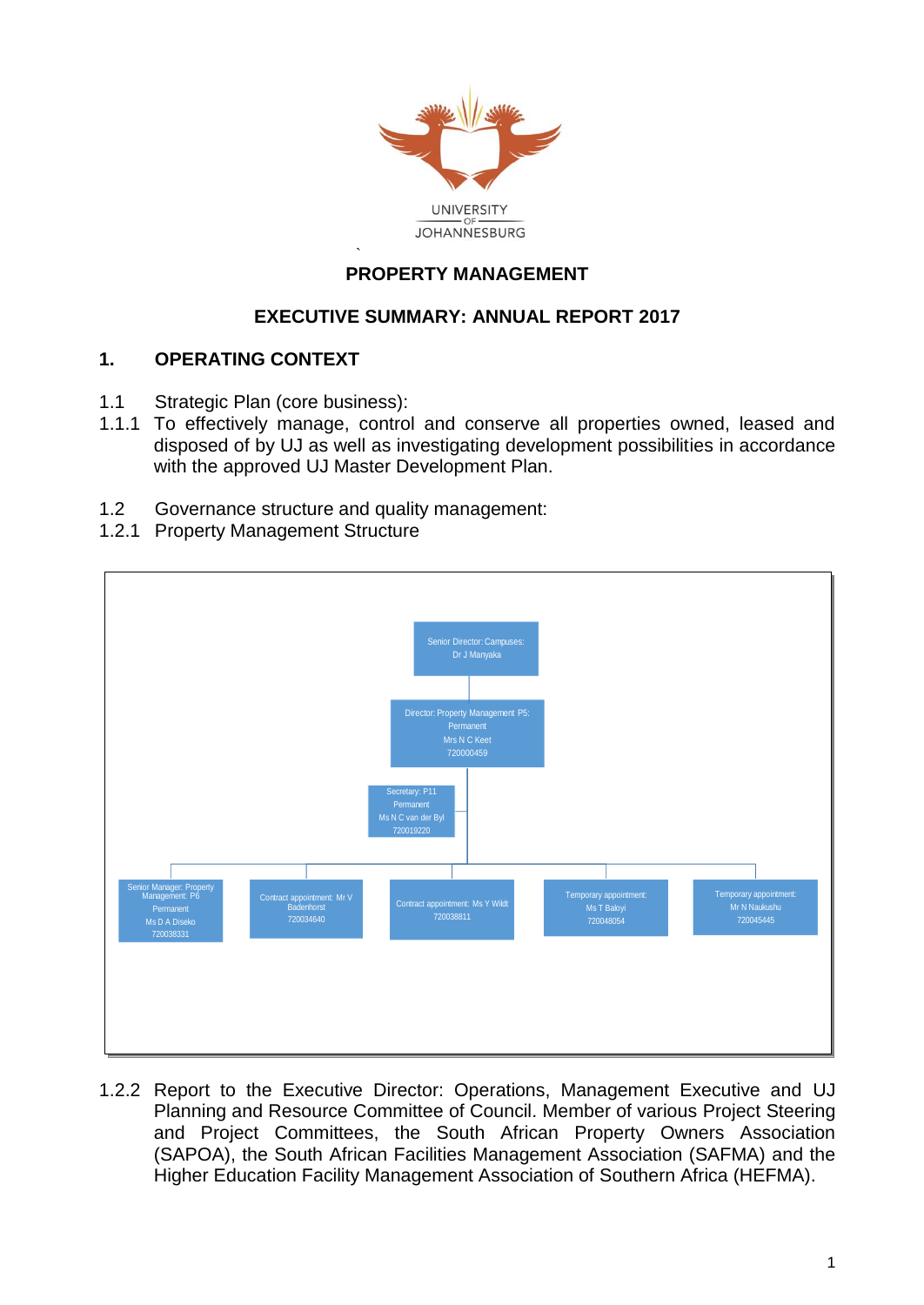UNIVERSITY OF JOHANNESBURG

# PROPERTY MANAGEMENT

## EXECUTIVE SUMMARY: ANNUAL REPORT 2017

## 1. OPERATING CONTEXT

1.1 Strategic Plan (core business):

1.1.1 To effectively manage, control and conserve all properties owned, leased and disposed of by UJ as well as investigating development possibilities in accordance with the approved UJ Master Development Plan.

1.2 Governance structure and quality management:

1.2.1 Property Management Structure

- Senior Director: Campuses: Dr J Manyaka
  - Director: Property Management P5: Permanent, Mrs N C Keet, 720000459
    - Secretary: P11, Permanent, Ms N C van der Byl, 720019220
    - Senior Manager: Property Management: P6, Permanent, Ms D A Diseko, 720038331
    - Contract appointment: Mr V Badenhorst, 720034640
    - Contract appointment: Ms Y Wildt, 720038811
    - Temporary appointment: Ms T Baloyi, 720048054
    - Temporary appointment: Mr N Naukushu, 720045445

1.2.2 Report to the Executive Director: Operations, Management Executive and UJ Planning and Resource Committee of Council. Member of various Project Steering and Project Committees, the South African Property Owners Association (SAPOA), the South African Facilities Management Association (SAFMA) and the Higher Education Facility Management Association of Southern Africa (HEFMA).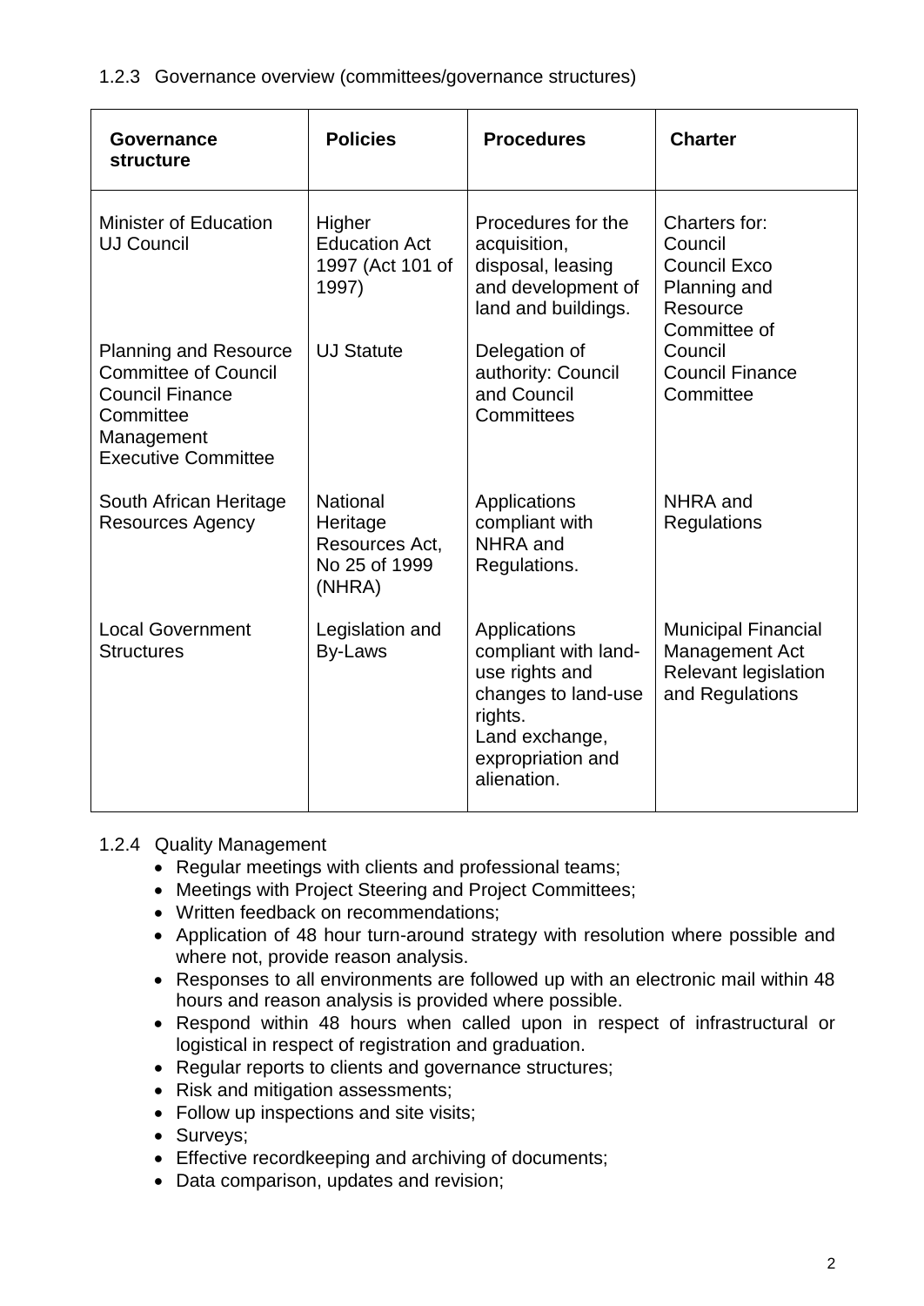### 1.2.3 Governance overview (committees/governance structures)

| Governance structure | Policies | Procedures | Charter |
|---|---|---|---|
| Minister of Education<br>UJ Council<br><br>Planning and Resource Committee of Council<br>Council Finance Committee<br>Management Executive Committee | Higher Education Act 1997 (Act 101 of 1997)<br><br>UJ Statute | Procedures for the acquisition, disposal, leasing and development of land and buildings.<br><br>Delegation of authority: Council and Council Committees | Charters for:<br>Council<br>Council Exco<br>Planning and Resource Committee of Council<br>Council Finance Committee |
| South African Heritage Resources Agency | National Heritage Resources Act, No 25 of 1999 (NHRA) | Applications compliant with NHRA and Regulations. | NHRA and Regulations |
| Local Government Structures | Legislation and By-Laws | Applications compliant with land-use rights and changes to land-use rights.<br>Land exchange, expropriation and alienation. | Municipal Financial Management Act<br>Relevant legislation and Regulations |

### 1.2.4 Quality Management

- Regular meetings with clients and professional teams;
- Meetings with Project Steering and Project Committees;
- Written feedback on recommendations;
- Application of 48 hour turn-around strategy with resolution where possible and where not, provide reason analysis.
- Responses to all environments are followed up with an electronic mail within 48 hours and reason analysis is provided where possible.
- Respond within 48 hours when called upon in respect of infrastructural or logistical in respect of registration and graduation.
- Regular reports to clients and governance structures;
- Risk and mitigation assessments;
- Follow up inspections and site visits;
- Surveys;
- Effective recordkeeping and archiving of documents;
- Data comparison, updates and revision;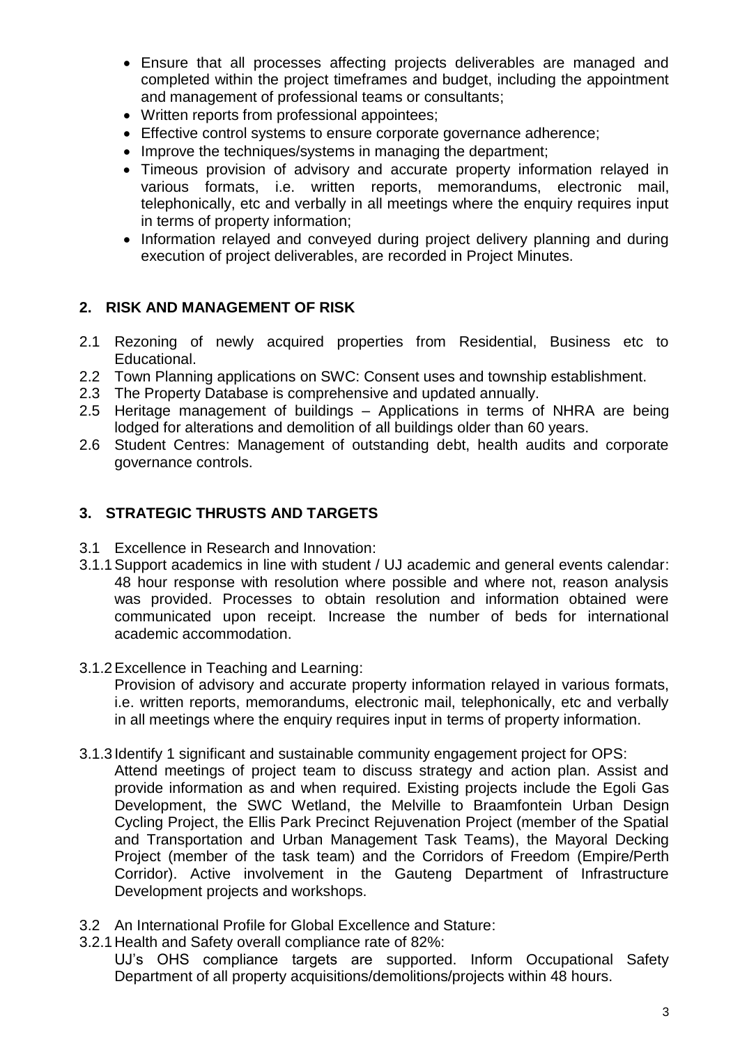- Ensure that all processes affecting projects deliverables are managed and completed within the project timeframes and budget, including the appointment and management of professional teams or consultants;
- Written reports from professional appointees;
- Effective control systems to ensure corporate governance adherence;
- Improve the techniques/systems in managing the department;
- Timeous provision of advisory and accurate property information relayed in various formats, i.e. written reports, memorandums, electronic mail, telephonically, etc and verbally in all meetings where the enquiry requires input in terms of property information;
- Information relayed and conveyed during project delivery planning and during execution of project deliverables, are recorded in Project Minutes.

## 2. RISK AND MANAGEMENT OF RISK

2.1 Rezoning of newly acquired properties from Residential, Business etc to Educational.

2.2 Town Planning applications on SWC: Consent uses and township establishment.

2.3 The Property Database is comprehensive and updated annually.

2.5 Heritage management of buildings – Applications in terms of NHRA are being lodged for alterations and demolition of all buildings older than 60 years.

2.6 Student Centres: Management of outstanding debt, health audits and corporate governance controls.

## 3. STRATEGIC THRUSTS AND TARGETS

3.1 Excellence in Research and Innovation:

3.1.1 Support academics in line with student / UJ academic and general events calendar: 48 hour response with resolution where possible and where not, reason analysis was provided. Processes to obtain resolution and information obtained were communicated upon receipt. Increase the number of beds for international academic accommodation.

3.1.2 Excellence in Teaching and Learning:
Provision of advisory and accurate property information relayed in various formats, i.e. written reports, memorandums, electronic mail, telephonically, etc and verbally in all meetings where the enquiry requires input in terms of property information.

3.1.3 Identify 1 significant and sustainable community engagement project for OPS:
Attend meetings of project team to discuss strategy and action plan. Assist and provide information as and when required. Existing projects include the Egoli Gas Development, the SWC Wetland, the Melville to Braamfontein Urban Design Cycling Project, the Ellis Park Precinct Rejuvenation Project (member of the Spatial and Transportation and Urban Management Task Teams), the Mayoral Decking Project (member of the task team) and the Corridors of Freedom (Empire/Perth Corridor). Active involvement in the Gauteng Department of Infrastructure Development projects and workshops.

3.2 An International Profile for Global Excellence and Stature:

3.2.1 Health and Safety overall compliance rate of 82%:
UJ's OHS compliance targets are supported. Inform Occupational Safety Department of all property acquisitions/demolitions/projects within 48 hours.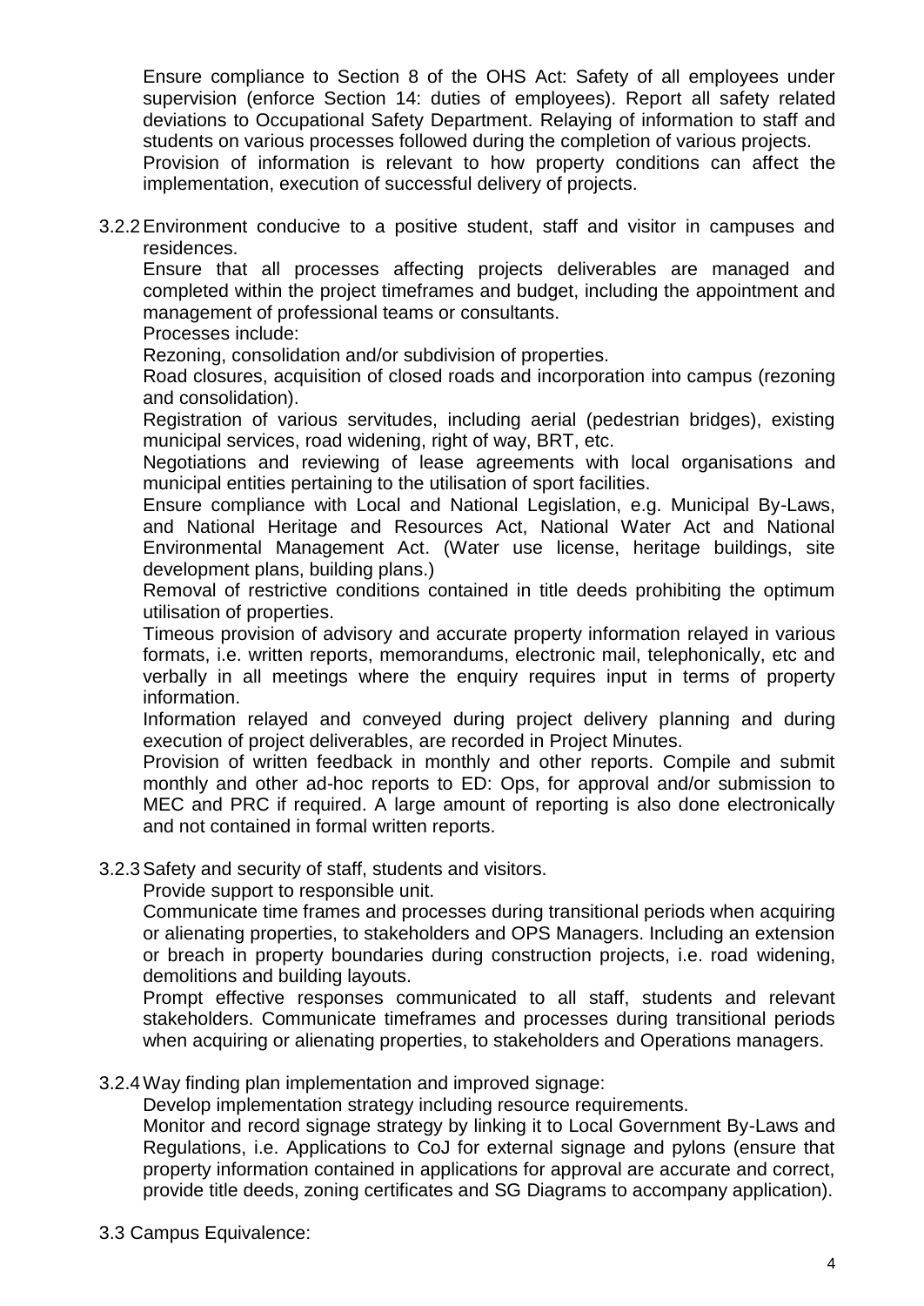Ensure compliance to Section 8 of the OHS Act: Safety of all employees under supervision (enforce Section 14: duties of employees). Report all safety related deviations to Occupational Safety Department. Relaying of information to staff and students on various processes followed during the completion of various projects.
Provision of information is relevant to how property conditions can affect the implementation, execution of successful delivery of projects.

3.2.2 Environment conducive to a positive student, staff and visitor in campuses and residences.
Ensure that all processes affecting projects deliverables are managed and completed within the project timeframes and budget, including the appointment and management of professional teams or consultants.
Processes include:
Rezoning, consolidation and/or subdivision of properties.
Road closures, acquisition of closed roads and incorporation into campus (rezoning and consolidation).
Registration of various servitudes, including aerial (pedestrian bridges), existing municipal services, road widening, right of way, BRT, etc.
Negotiations and reviewing of lease agreements with local organisations and municipal entities pertaining to the utilisation of sport facilities.
Ensure compliance with Local and National Legislation, e.g. Municipal By-Laws, and National Heritage and Resources Act, National Water Act and National Environmental Management Act. (Water use license, heritage buildings, site development plans, building plans.)
Removal of restrictive conditions contained in title deeds prohibiting the optimum utilisation of properties.
Timeous provision of advisory and accurate property information relayed in various formats, i.e. written reports, memorandums, electronic mail, telephonically, etc and verbally in all meetings where the enquiry requires input in terms of property information.
Information relayed and conveyed during project delivery planning and during execution of project deliverables, are recorded in Project Minutes.
Provision of written feedback in monthly and other reports. Compile and submit monthly and other ad-hoc reports to ED: Ops, for approval and/or submission to MEC and PRC if required. A large amount of reporting is also done electronically and not contained in formal written reports.

3.2.3 Safety and security of staff, students and visitors.
Provide support to responsible unit.
Communicate time frames and processes during transitional periods when acquiring or alienating properties, to stakeholders and OPS Managers. Including an extension or breach in property boundaries during construction projects, i.e. road widening, demolitions and building layouts.
Prompt effective responses communicated to all staff, students and relevant stakeholders. Communicate timeframes and processes during transitional periods when acquiring or alienating properties, to stakeholders and Operations managers.

3.2.4 Way finding plan implementation and improved signage:
Develop implementation strategy including resource requirements.
Monitor and record signage strategy by linking it to Local Government By-Laws and Regulations, i.e. Applications to CoJ for external signage and pylons (ensure that property information contained in applications for approval are accurate and correct, provide title deeds, zoning certificates and SG Diagrams to accompany application).

3.3 Campus Equivalence: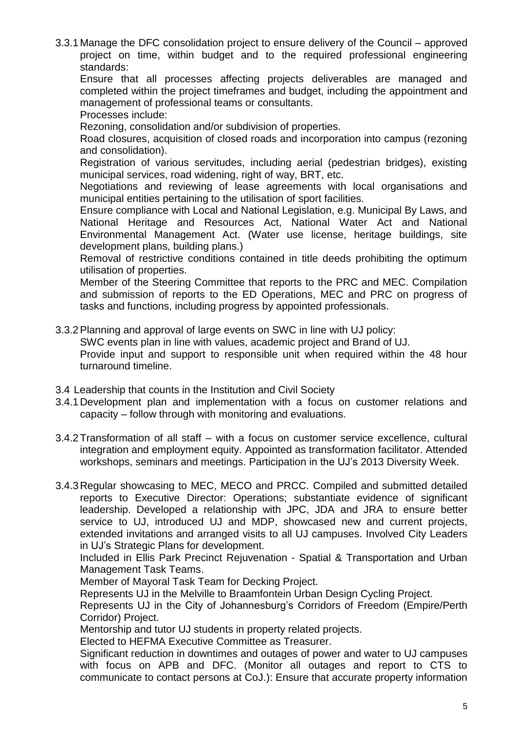3.3.1 Manage the DFC consolidation project to ensure delivery of the Council – approved project on time, within budget and to the required professional engineering standards:

Ensure that all processes affecting projects deliverables are managed and completed within the project timeframes and budget, including the appointment and management of professional teams or consultants.

Processes include:

Rezoning, consolidation and/or subdivision of properties.

Road closures, acquisition of closed roads and incorporation into campus (rezoning and consolidation).

Registration of various servitudes, including aerial (pedestrian bridges), existing municipal services, road widening, right of way, BRT, etc.

Negotiations and reviewing of lease agreements with local organisations and municipal entities pertaining to the utilisation of sport facilities.

Ensure compliance with Local and National Legislation, e.g. Municipal By Laws, and National Heritage and Resources Act, National Water Act and National Environmental Management Act. (Water use license, heritage buildings, site development plans, building plans.)

Removal of restrictive conditions contained in title deeds prohibiting the optimum utilisation of properties.

Member of the Steering Committee that reports to the PRC and MEC. Compilation and submission of reports to the ED Operations, MEC and PRC on progress of tasks and functions, including progress by appointed professionals.

3.3.2 Planning and approval of large events on SWC in line with UJ policy:

SWC events plan in line with values, academic project and Brand of UJ.

Provide input and support to responsible unit when required within the 48 hour turnaround timeline.

3.4 Leadership that counts in the Institution and Civil Society

3.4.1 Development plan and implementation with a focus on customer relations and capacity – follow through with monitoring and evaluations.

3.4.2 Transformation of all staff – with a focus on customer service excellence, cultural integration and employment equity. Appointed as transformation facilitator. Attended workshops, seminars and meetings. Participation in the UJ's 2013 Diversity Week.

3.4.3 Regular showcasing to MEC, MECO and PRCC. Compiled and submitted detailed reports to Executive Director: Operations; substantiate evidence of significant leadership. Developed a relationship with JPC, JDA and JRA to ensure better service to UJ, introduced UJ and MDP, showcased new and current projects, extended invitations and arranged visits to all UJ campuses. Involved City Leaders in UJ's Strategic Plans for development.

Included in Ellis Park Precinct Rejuvenation - Spatial & Transportation and Urban Management Task Teams.

Member of Mayoral Task Team for Decking Project.

Represents UJ in the Melville to Braamfontein Urban Design Cycling Project.

Represents UJ in the City of Johannesburg's Corridors of Freedom (Empire/Perth Corridor) Project.

Mentorship and tutor UJ students in property related projects.

Elected to HEFMA Executive Committee as Treasurer.

Significant reduction in downtimes and outages of power and water to UJ campuses with focus on APB and DFC. (Monitor all outages and report to CTS to communicate to contact persons at CoJ.): Ensure that accurate property information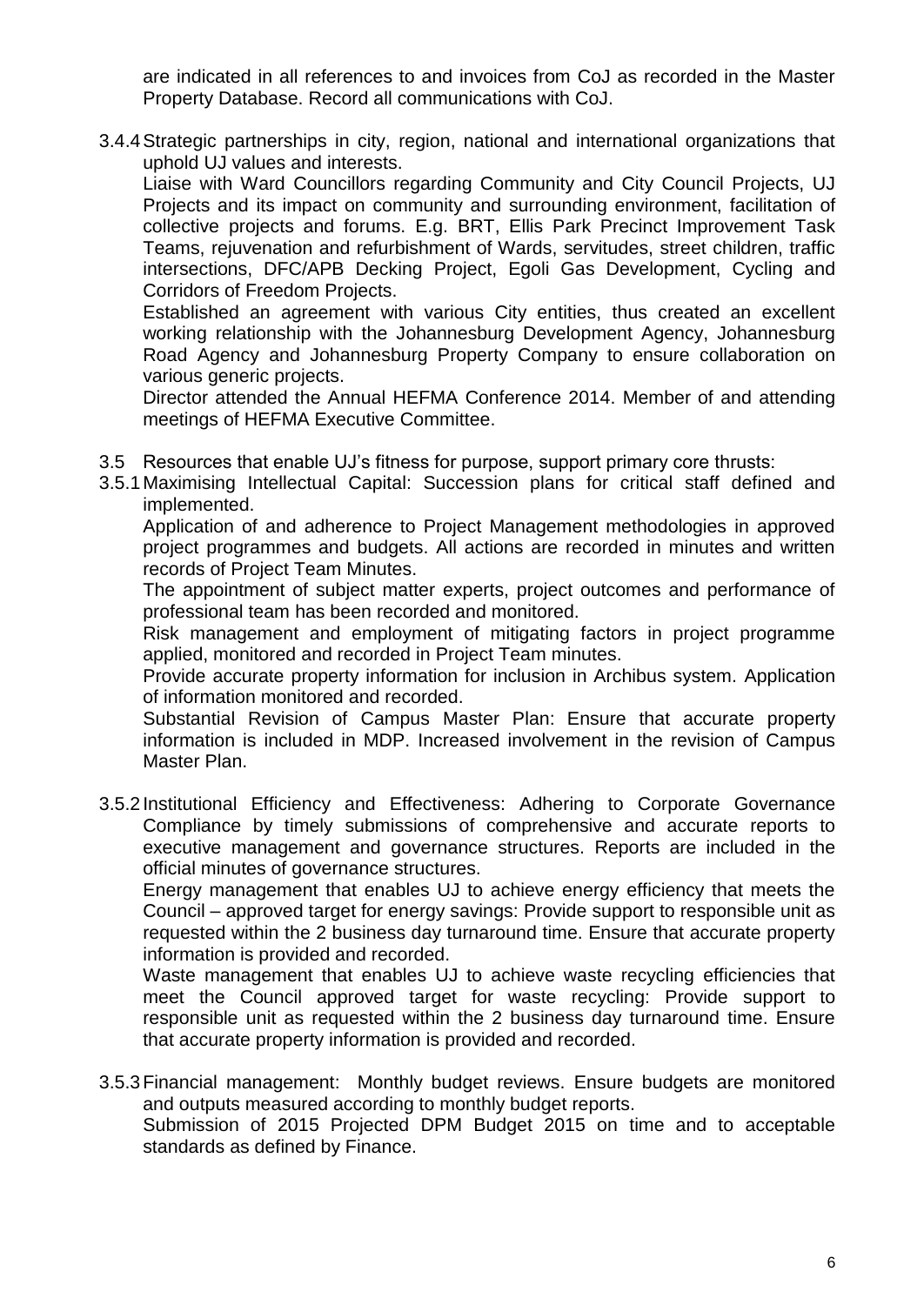are indicated in all references to and invoices from CoJ as recorded in the Master Property Database. Record all communications with CoJ.

3.4.4 Strategic partnerships in city, region, national and international organizations that uphold UJ values and interests.

Liaise with Ward Councillors regarding Community and City Council Projects, UJ Projects and its impact on community and surrounding environment, facilitation of collective projects and forums. E.g. BRT, Ellis Park Precinct Improvement Task Teams, rejuvenation and refurbishment of Wards, servitudes, street children, traffic intersections, DFC/APB Decking Project, Egoli Gas Development, Cycling and Corridors of Freedom Projects.

Established an agreement with various City entities, thus created an excellent working relationship with the Johannesburg Development Agency, Johannesburg Road Agency and Johannesburg Property Company to ensure collaboration on various generic projects.

Director attended the Annual HEFMA Conference 2014. Member of and attending meetings of HEFMA Executive Committee.

3.5 Resources that enable UJ's fitness for purpose, support primary core thrusts:

3.5.1 Maximising Intellectual Capital: Succession plans for critical staff defined and implemented.

Application of and adherence to Project Management methodologies in approved project programmes and budgets. All actions are recorded in minutes and written records of Project Team Minutes.

The appointment of subject matter experts, project outcomes and performance of professional team has been recorded and monitored.

Risk management and employment of mitigating factors in project programme applied, monitored and recorded in Project Team minutes.

Provide accurate property information for inclusion in Archibus system. Application of information monitored and recorded.

Substantial Revision of Campus Master Plan: Ensure that accurate property information is included in MDP. Increased involvement in the revision of Campus Master Plan.

3.5.2 Institutional Efficiency and Effectiveness: Adhering to Corporate Governance Compliance by timely submissions of comprehensive and accurate reports to executive management and governance structures. Reports are included in the official minutes of governance structures.

Energy management that enables UJ to achieve energy efficiency that meets the Council – approved target for energy savings: Provide support to responsible unit as requested within the 2 business day turnaround time. Ensure that accurate property information is provided and recorded.

Waste management that enables UJ to achieve waste recycling efficiencies that meet the Council approved target for waste recycling: Provide support to responsible unit as requested within the 2 business day turnaround time. Ensure that accurate property information is provided and recorded.

3.5.3 Financial management: Monthly budget reviews. Ensure budgets are monitored and outputs measured according to monthly budget reports.

Submission of 2015 Projected DPM Budget 2015 on time and to acceptable standards as defined by Finance.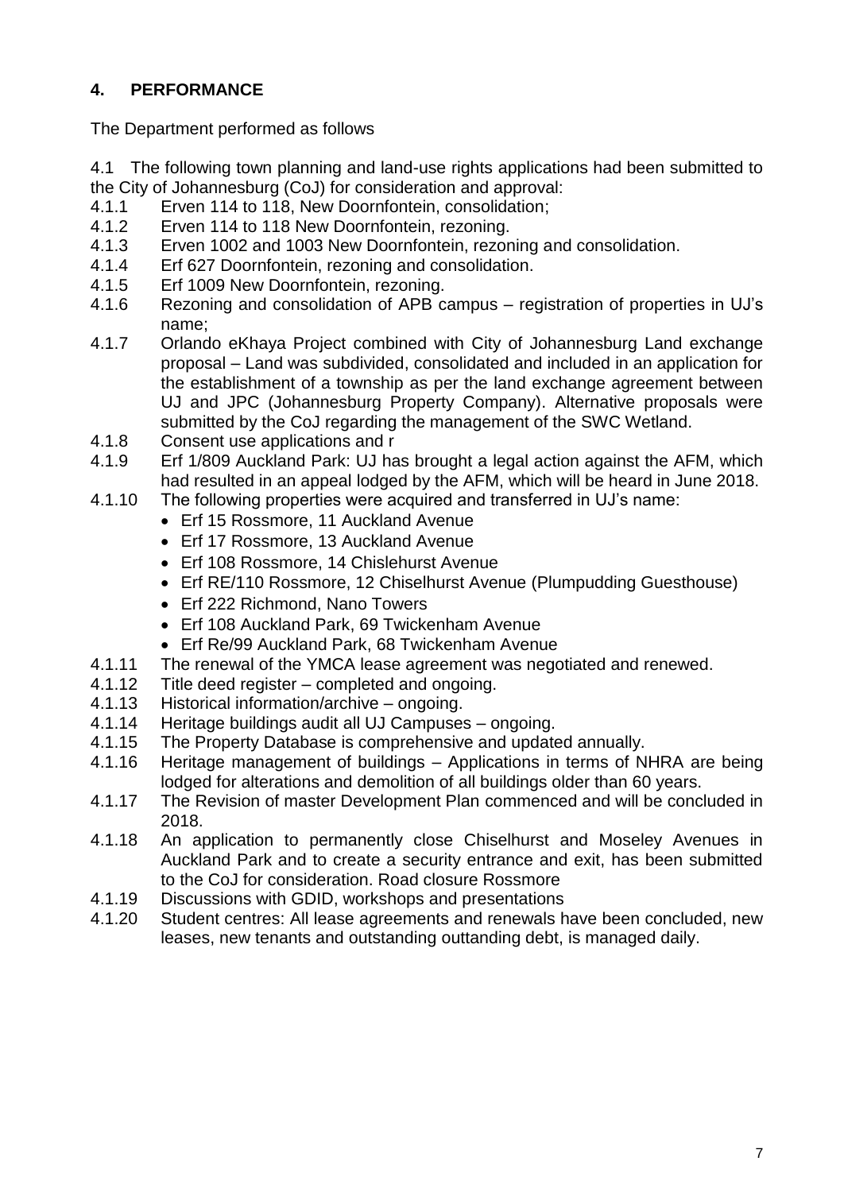## 4. PERFORMANCE

The Department performed as follows

4.1 The following town planning and land-use rights applications had been submitted to the City of Johannesburg (CoJ) for consideration and approval:

4.1.1 Erven 114 to 118, New Doornfontein, consolidation;

4.1.2 Erven 114 to 118 New Doornfontein, rezoning.

4.1.3 Erven 1002 and 1003 New Doornfontein, rezoning and consolidation.

4.1.4 Erf 627 Doornfontein, rezoning and consolidation.

4.1.5 Erf 1009 New Doornfontein, rezoning.

4.1.6 Rezoning and consolidation of APB campus – registration of properties in UJ's name;

4.1.7 Orlando eKhaya Project combined with City of Johannesburg Land exchange proposal – Land was subdivided, consolidated and included in an application for the establishment of a township as per the land exchange agreement between UJ and JPC (Johannesburg Property Company). Alternative proposals were submitted by the CoJ regarding the management of the SWC Wetland.

4.1.8 Consent use applications and r

4.1.9 Erf 1/809 Auckland Park: UJ has brought a legal action against the AFM, which had resulted in an appeal lodged by the AFM, which will be heard in June 2018.

4.1.10 The following properties were acquired and transferred in UJ's name:

- Erf 15 Rossmore, 11 Auckland Avenue
- Erf 17 Rossmore, 13 Auckland Avenue
- Erf 108 Rossmore, 14 Chislehurst Avenue
- Erf RE/110 Rossmore, 12 Chiselhurst Avenue (Plumpudding Guesthouse)
- Erf 222 Richmond, Nano Towers
- Erf 108 Auckland Park, 69 Twickenham Avenue
- Erf Re/99 Auckland Park, 68 Twickenham Avenue

4.1.11 The renewal of the YMCA lease agreement was negotiated and renewed.

4.1.12 Title deed register – completed and ongoing.

4.1.13 Historical information/archive – ongoing.

4.1.14 Heritage buildings audit all UJ Campuses – ongoing.

4.1.15 The Property Database is comprehensive and updated annually.

4.1.16 Heritage management of buildings – Applications in terms of NHRA are being lodged for alterations and demolition of all buildings older than 60 years.

4.1.17 The Revision of master Development Plan commenced and will be concluded in 2018.

4.1.18 An application to permanently close Chiselhurst and Moseley Avenues in Auckland Park and to create a security entrance and exit, has been submitted to the CoJ for consideration. Road closure Rossmore

4.1.19 Discussions with GDID, workshops and presentations

4.1.20 Student centres: All lease agreements and renewals have been concluded, new leases, new tenants and outstanding outtanding debt, is managed daily.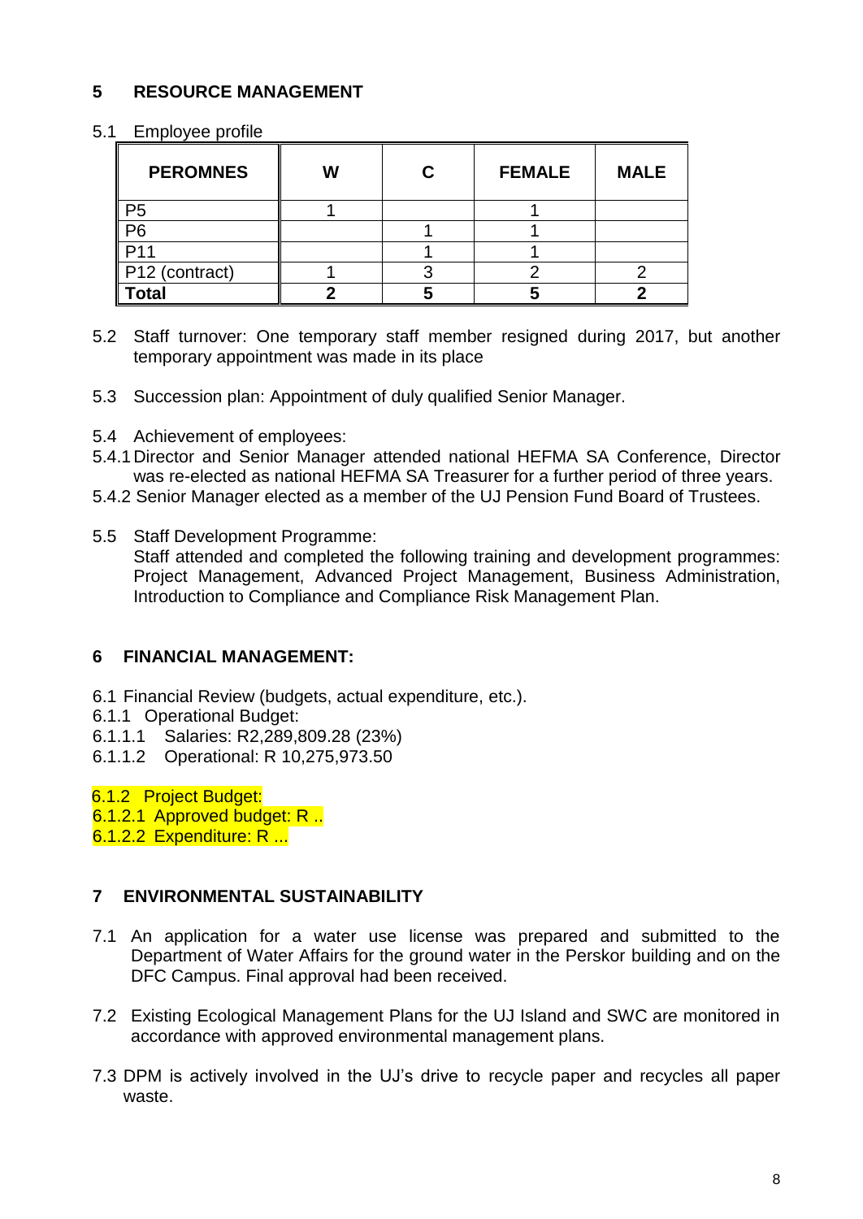## 5 RESOURCE MANAGEMENT

5.1 Employee profile

| PEROMNES | W | C | FEMALE | MALE |
|---|---|---|---|---|
| P5 | 1 | | 1 | |
| P6 | | 1 | 1 | |
| P11 | | 1 | 1 | |
| P12 (contract) | 1 | 3 | 2 | 2 |
| **Total** | **2** | **5** | **5** | **2** |

5.2 Staff turnover: One temporary staff member resigned during 2017, but another temporary appointment was made in its place

5.3 Succession plan: Appointment of duly qualified Senior Manager.

5.4 Achievement of employees:

5.4.1 Director and Senior Manager attended national HEFMA SA Conference, Director was re-elected as national HEFMA SA Treasurer for a further period of three years.

5.4.2 Senior Manager elected as a member of the UJ Pension Fund Board of Trustees.

5.5 Staff Development Programme:
Staff attended and completed the following training and development programmes: Project Management, Advanced Project Management, Business Administration, Introduction to Compliance and Compliance Risk Management Plan.

## 6 FINANCIAL MANAGEMENT:

6.1 Financial Review (budgets, actual expenditure, etc.).

6.1.1 Operational Budget:

6.1.1.1 Salaries: R2,289,809.28 (23%)

6.1.1.2 Operational: R 10,275,973.50

6.1.2 Project Budget:

6.1.2.1 Approved budget: R ..

6.1.2.2 Expenditure: R ...

## 7 ENVIRONMENTAL SUSTAINABILITY

7.1 An application for a water use license was prepared and submitted to the Department of Water Affairs for the ground water in the Perskor building and on the DFC Campus. Final approval had been received.

7.2 Existing Ecological Management Plans for the UJ Island and SWC are monitored in accordance with approved environmental management plans.

7.3 DPM is actively involved in the UJ's drive to recycle paper and recycles all paper waste.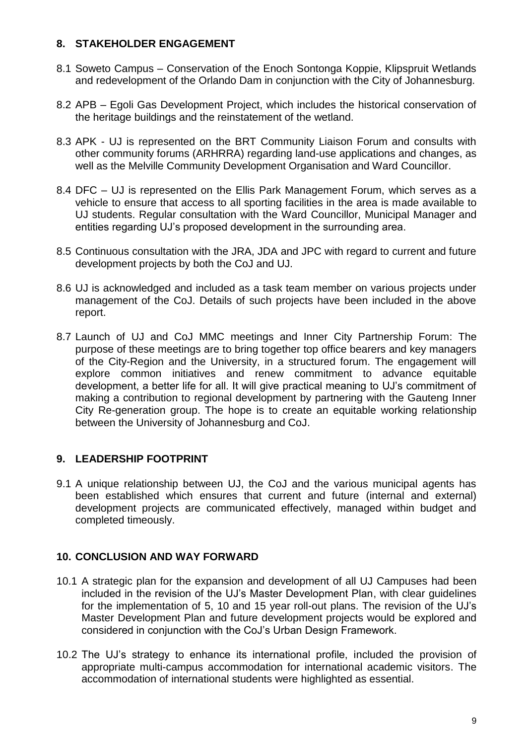## 8. STAKEHOLDER ENGAGEMENT

8.1 Soweto Campus – Conservation of the Enoch Sontonga Koppie, Klipspruit Wetlands and redevelopment of the Orlando Dam in conjunction with the City of Johannesburg.

8.2 APB – Egoli Gas Development Project, which includes the historical conservation of the heritage buildings and the reinstatement of the wetland.

8.3 APK - UJ is represented on the BRT Community Liaison Forum and consults with other community forums (ARHRRA) regarding land-use applications and changes, as well as the Melville Community Development Organisation and Ward Councillor.

8.4 DFC – UJ is represented on the Ellis Park Management Forum, which serves as a vehicle to ensure that access to all sporting facilities in the area is made available to UJ students. Regular consultation with the Ward Councillor, Municipal Manager and entities regarding UJ's proposed development in the surrounding area.

8.5 Continuous consultation with the JRA, JDA and JPC with regard to current and future development projects by both the CoJ and UJ.

8.6 UJ is acknowledged and included as a task team member on various projects under management of the CoJ. Details of such projects have been included in the above report.

8.7 Launch of UJ and CoJ MMC meetings and Inner City Partnership Forum: The purpose of these meetings are to bring together top office bearers and key managers of the City-Region and the University, in a structured forum. The engagement will explore common initiatives and renew commitment to advance equitable development, a better life for all. It will give practical meaning to UJ's commitment of making a contribution to regional development by partnering with the Gauteng Inner City Re-generation group. The hope is to create an equitable working relationship between the University of Johannesburg and CoJ.

## 9. LEADERSHIP FOOTPRINT

9.1 A unique relationship between UJ, the CoJ and the various municipal agents has been established which ensures that current and future (internal and external) development projects are communicated effectively, managed within budget and completed timeously.

## 10. CONCLUSION AND WAY FORWARD

10.1 A strategic plan for the expansion and development of all UJ Campuses had been included in the revision of the UJ's Master Development Plan, with clear guidelines for the implementation of 5, 10 and 15 year roll-out plans. The revision of the UJ's Master Development Plan and future development projects would be explored and considered in conjunction with the CoJ's Urban Design Framework.

10.2 The UJ's strategy to enhance its international profile, included the provision of appropriate multi-campus accommodation for international academic visitors. The accommodation of international students were highlighted as essential.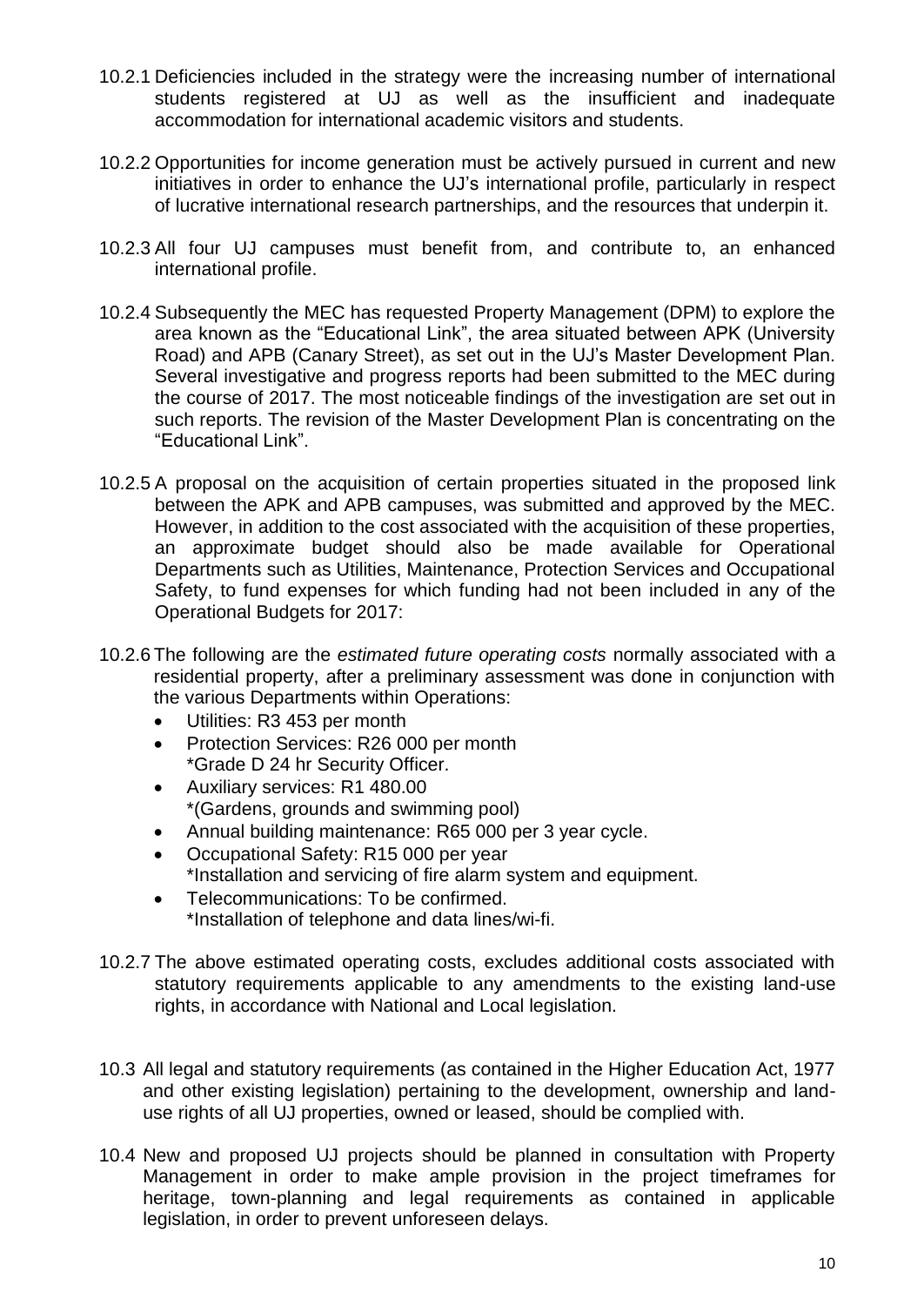10.2.1 Deficiencies included in the strategy were the increasing number of international students registered at UJ as well as the insufficient and inadequate accommodation for international academic visitors and students.

10.2.2 Opportunities for income generation must be actively pursued in current and new initiatives in order to enhance the UJ's international profile, particularly in respect of lucrative international research partnerships, and the resources that underpin it.

10.2.3 All four UJ campuses must benefit from, and contribute to, an enhanced international profile.

10.2.4 Subsequently the MEC has requested Property Management (DPM) to explore the area known as the "Educational Link", the area situated between APK (University Road) and APB (Canary Street), as set out in the UJ's Master Development Plan. Several investigative and progress reports had been submitted to the MEC during the course of 2017. The most noticeable findings of the investigation are set out in such reports. The revision of the Master Development Plan is concentrating on the "Educational Link".

10.2.5 A proposal on the acquisition of certain properties situated in the proposed link between the APK and APB campuses, was submitted and approved by the MEC. However, in addition to the cost associated with the acquisition of these properties, an approximate budget should also be made available for Operational Departments such as Utilities, Maintenance, Protection Services and Occupational Safety, to fund expenses for which funding had not been included in any of the Operational Budgets for 2017:

10.2.6 The following are the *estimated future operating costs* normally associated with a residential property, after a preliminary assessment was done in conjunction with the various Departments within Operations:

- Utilities: R3 453 per month
- Protection Services: R26 000 per month
  *Grade D 24 hr Security Officer.
- Auxiliary services: R1 480.00
  *(Gardens, grounds and swimming pool)
- Annual building maintenance: R65 000 per 3 year cycle.
- Occupational Safety: R15 000 per year
  *Installation and servicing of fire alarm system and equipment.
- Telecommunications: To be confirmed.
  *Installation of telephone and data lines/wi-fi.

10.2.7 The above estimated operating costs, excludes additional costs associated with statutory requirements applicable to any amendments to the existing land-use rights, in accordance with National and Local legislation.

10.3 All legal and statutory requirements (as contained in the Higher Education Act, 1977 and other existing legislation) pertaining to the development, ownership and land-use rights of all UJ properties, owned or leased, should be complied with.

10.4 New and proposed UJ projects should be planned in consultation with Property Management in order to make ample provision in the project timeframes for heritage, town-planning and legal requirements as contained in applicable legislation, in order to prevent unforeseen delays.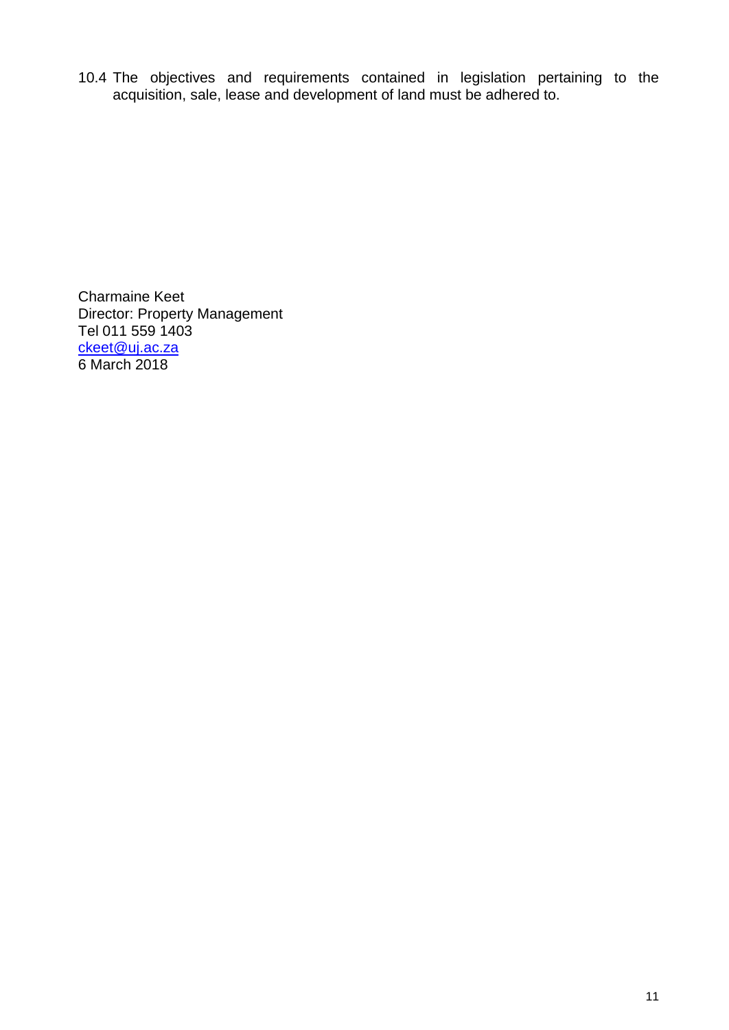10.4 The objectives and requirements contained in legislation pertaining to the acquisition, sale, lease and development of land must be adhered to.

Charmaine Keet  
Director: Property Management  
Tel 011 559 1403  
[ckeet@uj.ac.za](mailto:ckeet@uj.ac.za)  
6 March 2018